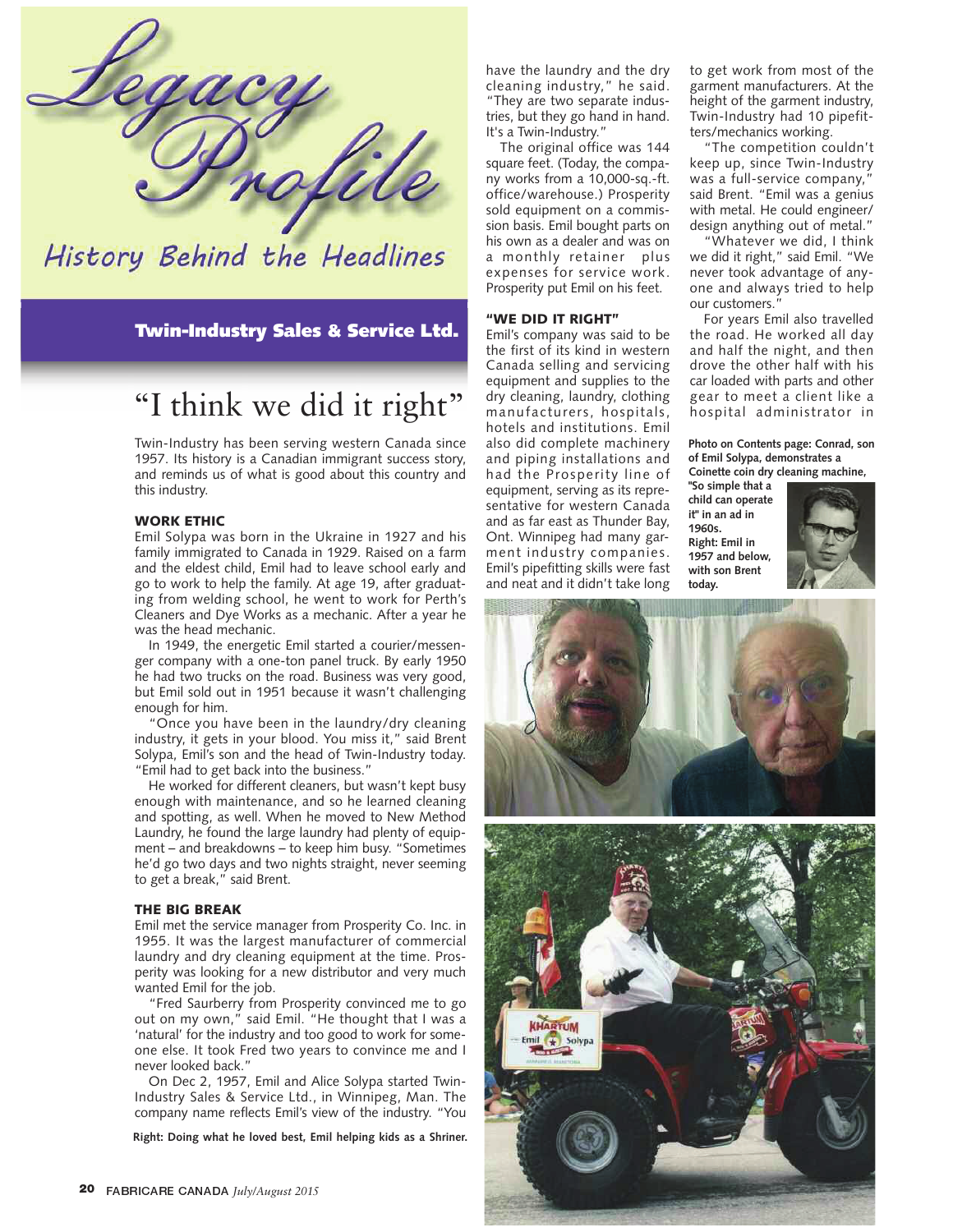# Legacy Profile

History Behind the Headlines

## Twin-Industry Sales & Service Ltd.

# "I think we did it right"

Twin-Industry has been serving western Canada since 1957. Its history is a Canadian immigrant success story, and reminds us of what is good about this country and this industry.

### WORK ETHIC

Emil Solypa was born in the Ukraine in 1927 and his family immigrated to Canada in 1929. Raised on a farm and the eldest child, Emil had to leave school early and go to work to help the family. At age 19, after graduating from welding school, he went to work for Perth's Cleaners and Dye Works as a mechanic. After a year he was the head mechanic.

In 1949, the energetic Emil started a courier/messenger company with a one-ton panel truck. By early 1950 he had two trucks on the road. Business was very good, but Emil sold out in 1951 because it wasn't challenging enough for him.

"Once you have been in the laundry/dry cleaning industry, it gets in your blood. You miss it," said Brent Solypa, Emil's son and the head of Twin-Industry today. "Emil had to get back into the business."

He worked for different cleaners, but wasn't kept busy enough with maintenance, and so he learned cleaning and spotting, as well. When he moved to New Method Laundry, he found the large laundry had plenty of equipment – and breakdowns – to keep him busy. "Sometimes he'd go two days and two nights straight, never seeming to get a break," said Brent.

### THE BIG BREAK

Emil met the service manager from Prosperity Co. Inc. in 1955. It was the largest manufacturer of commercial laundry and dry cleaning equipment at the time. Prosperity was looking for a new distributor and very much wanted Emil for the job.

"Fred Saurberry from Prosperity convinced me to go out on my own," said Emil. "He thought that I was a 'natural' for the industry and too good to work for someone else. It took Fred two years to convince me and I never looked back."

On Dec 2, 1957, Emil and Alice Solypa started Twin-Industry Sales & Service Ltd., in Winnipeg, Man. The company name reflects Emil's view of the industry. "You have the laundry and the dry cleaning industry," he said. "They are two separate industries, but they go hand in hand. It's a Twin-Industry."

The original office was 144 square feet. (Today, the company works from a 10,000-sq.-ft. office/warehouse.) Prosperity sold equipment on a commission basis. Emil bought parts on his own as a dealer and was on a monthly retainer plus expenses for service work. Prosperity put Emil on his feet.

### "WE DID IT RIGHT"

Emil's company was said to be the first of its kind in western Canada selling and servicing equipment and supplies to the dry cleaning, laundry, clothing manufacturers, hospitals, hotels and institutions. Emil also did complete machinery and piping installations and had the Prosperity line of equipment, serving as its representative for western Canada and as far east as Thunder Bay, Ont. Winnipeg had many garment industry companies. Emil's pipefitting skills were fast and neat and it didn't take long to get work from most of the garment manufacturers. At the height of the garment industry, Twin-Industry had 10 pipefitters/mechanics working.

"The competition couldn't keep up, since Twin-Industry was a full-service company," said Brent. "Emil was a genius with metal. He could engineer/design anything out of metal."

"Whatever we did, I think we did it right," said Emil. "We never took advantage of anyone and always tried to help our customers."

For years Emil also travelled the road. He worked all day and half the night, and then drove the other half with his car loaded with parts and other gear to meet a client like a hospital administrator in

**Photo on Contents page: Conrad, son of Emil Solypa, demonstrates a Coinette coin dry cleaning machine, "So simple that a child can operate it" in an ad in 1960s.**

**Right: Emil in 1957 and below, with son Brent today.**

**Right: Doing what he loved best, Emil helping kids as a Shriner.**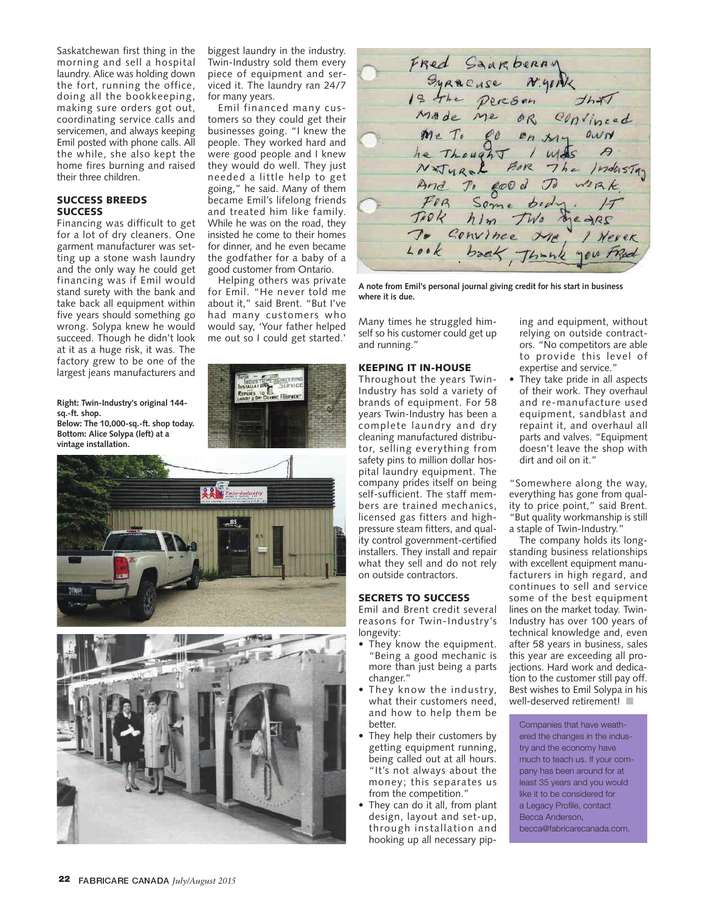Saskatchewan first thing in the morning and sell a hospital laundry. Alice was holding down the fort, running the office, doing all the bookkeeping, making sure orders got out, coordinating service calls and servicemen, and always keeping Emil posted with phone calls. All the while, she also kept the home fires burning and raised their three children.

### SUCCESS BREEDS SUCCESS

Financing was difficult to get for a lot of dry cleaners. One garment manufacturer was setting up a stone wash laundry and the only way he could get financing was if Emil would stand surety with the bank and take back all equipment within five years should something go wrong. Solypa knew he would succeed. Though he didn't look at it as a huge risk, it was. The factory grew to be one of the largest jeans manufacturers and biggest laundry in the industry. Twin-Industry sold them every piece of equipment and serviced it. The laundry ran 24/7 for many years.

Emil financed many customers so they could get their businesses going. "I knew the people. They worked hard and were good people and I knew they would do well. They just needed a little help to get going," he said. Many of them became Emil's lifelong friends and treated him like family. While he was on the road, they insisted he come to their homes for dinner, and he even became the godfather for a baby of a good customer from Ontario.

Helping others was private for Emil. "He never told me about it," said Brent. "But I've had many customers who would say, 'Your father helped me out so I could get started.' Many times he struggled himself so his customer could get up and running."

**Right: Twin-Industry's original 144-sq.-ft. shop.**
**Below: The 10,000-sq.-ft. shop today.**
**Bottom: Alice Solypa (left) at a vintage installation.**

Fred Saurberan
Syracuse N.York
Is the person that
Made me or convinced
me to go on my own
he thought I was a
Natural for the Industry
And to good to work
For somebody. It
took him two years
To convince me, I never
Look back, Thank you Fred

**A note from Emil's personal journal giving credit for his start in business where it is due.**

### KEEPING IT IN-HOUSE

Throughout the years Twin-Industry has sold a variety of brands of equipment. For 58 years Twin-Industry has been a complete laundry and dry cleaning manufactured distributor, selling everything from safety pins to million dollar hospital laundry equipment. The company prides itself on being self-sufficient. The staff members are trained mechanics, licensed gas fitters and high-pressure steam fitters, and quality control government-certified installers. They install and repair what they sell and do not rely on outside contractors.

### SECRETS TO SUCCESS

Emil and Brent credit several reasons for Twin-Industry's longevity:

- They know the equipment. "Being a good mechanic is more than just being a parts changer."
- They know the industry, what their customers need, and how to help them be better.
- They help their customers by getting equipment running, being called out at all hours. "It's not always about the money; this separates us from the competition."
- They can do it all, from plant design, layout and set-up, through installation and hooking up all necessary piping and equipment, without relying on outside contractors. "No competitors are able to provide this level of expertise and service."
- They take pride in all aspects of their work. They overhaul and re-manufacture used equipment, sandblast and repaint it, and overhaul all parts and valves. "Equipment doesn't leave the shop with dirt and oil on it."

"Somewhere along the way, everything has gone from quality to price point," said Brent. "But quality workmanship is still a staple of Twin-Industry."

The company holds its longstanding business relationships with excellent equipment manufacturers in high regard, and continues to sell and service some of the best equipment lines on the market today. Twin-Industry has over 100 years of technical knowledge and, even after 58 years in business, sales this year are exceeding all projections. Hard work and dedication to the customer still pay off. Best wishes to Emil Solypa in his well-deserved retirement! ■

Companies that have weathered the changes in the industry and the economy have much to teach us. If your company has been around for at least 35 years and you would like it to be considered for a Legacy Profile, contact Becca Anderson, becca@fabricarecanada.com.